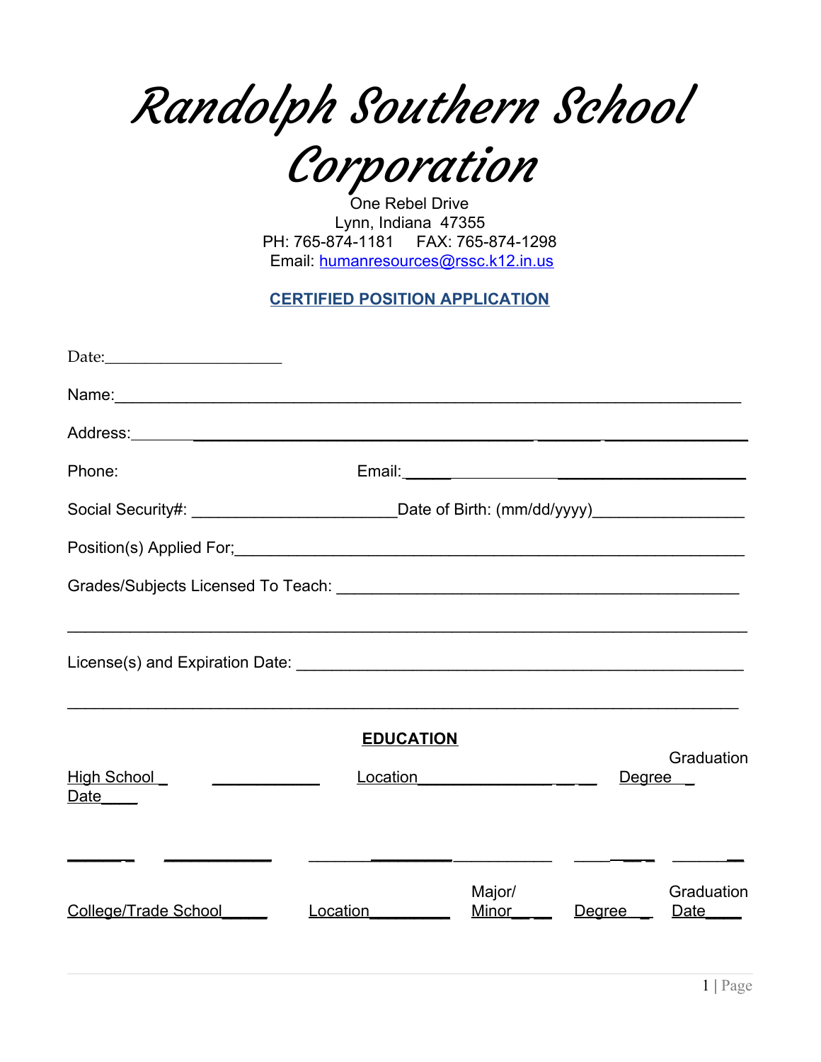# Randolph Southern School Corporation

One Rebel Drive
Lynn, Indiana 47355
PH: 765-874-1181 FAX: 765-874-1298
Email: humanresources@rssc.k12.in.us

## CERTIFIED POSITION APPLICATION

Date:______________________

Name:_____________________________________________________________________

Address:___________________________________________________________________

Phone: Email:______________________________________

Social Security#: _______________________Date of Birth: (mm/dd/yyyy)_________________

Position(s) Applied For;___________________________________________________________

Grades/Subjects Licensed To Teach: _____________________________________________

___________________________________________________________________________

License(s) and Expiration Date: _________________________________________________

___________________________________________________________________________

### EDUCATION

| High School | Location | Degree | Graduation Date |
|---|---|---|---|
| | | | |

| College/Trade School | Location | Major/ Minor | Degree | Graduation Date |
|---|---|---|---|---|
| | | | | |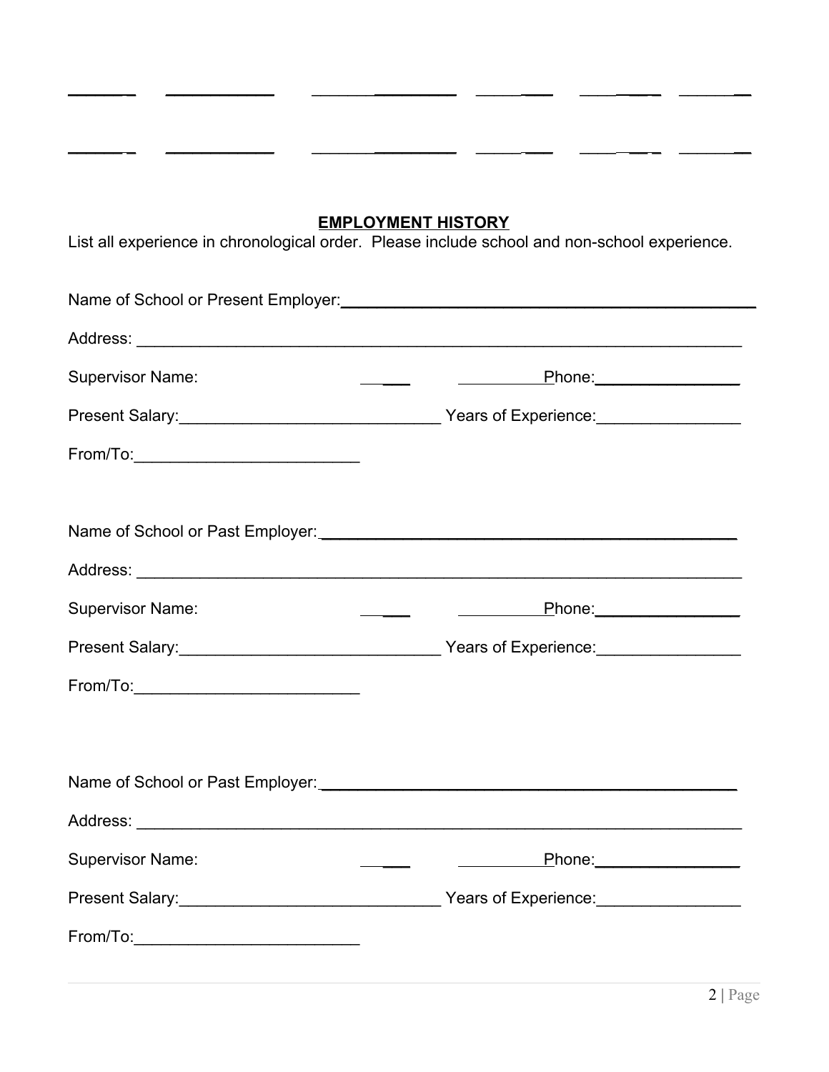______ ___________ _______________ ________ ________ _______

______ ___________ _______________ ________ ________ _______

## EMPLOYMENT HISTORY

List all experience in chronological order. Please include school and non-school experience.

Name of School or Present Employer:_____________________________________________

Address: ___________________________________________________________________

Supervisor Name: ________________________ Phone:________________

Present Salary:____________________________ Years of Experience:_______________

From/To:________________________

Name of School or Past Employer:_____________________________________________

Address: ___________________________________________________________________

Supervisor Name: ________________________ Phone:________________

Present Salary:____________________________ Years of Experience:_______________

From/To:________________________

Name of School or Past Employer:_____________________________________________

Address: ___________________________________________________________________

Supervisor Name: ________________________ Phone:________________

Present Salary:____________________________ Years of Experience:_______________

From/To:________________________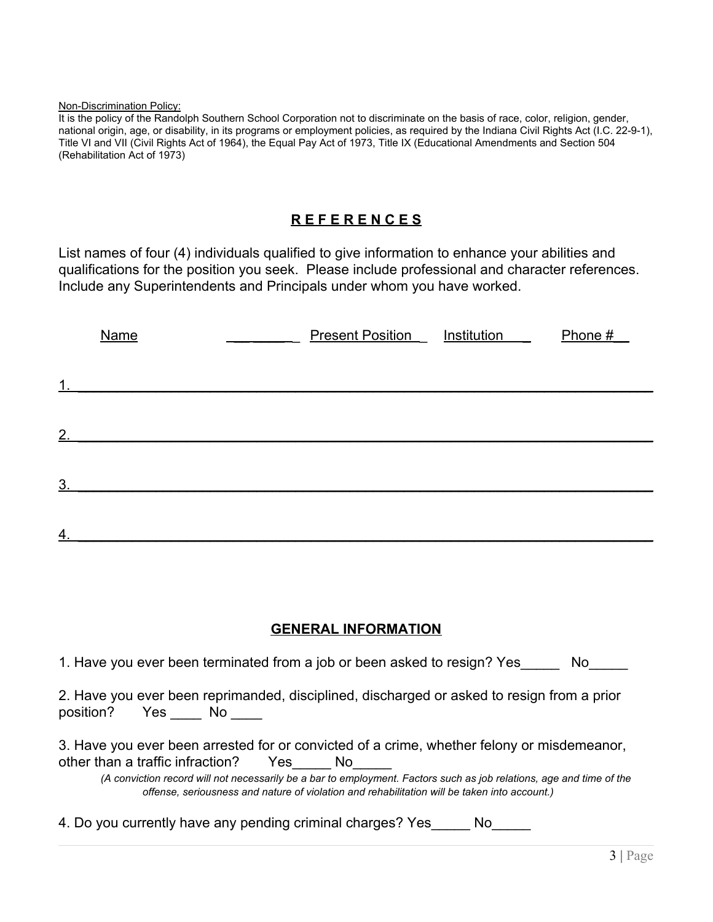Non-Discrimination Policy:
It is the policy of the Randolph Southern School Corporation not to discriminate on the basis of race, color, religion, gender, national origin, age, or disability, in its programs or employment policies, as required by the Indiana Civil Rights Act (I.C. 22-9-1), Title VI and VII (Civil Rights Act of 1964), the Equal Pay Act of 1973, Title IX (Educational Amendments and Section 504 (Rehabilitation Act of 1973)

## REFERENCES

List names of four (4) individuals qualified to give information to enhance your abilities and qualifications for the position you seek. Please include professional and character references. Include any Superintendents and Principals under whom you have worked.

| Name | Present Position | Institution | Phone # |
|---|---|---|---|
| 1. | | | |
| 2. | | | |
| 3. | | | |
| 4. | | | |

## GENERAL INFORMATION

1. Have you ever been terminated from a job or been asked to resign? Yes_____ No_____

2. Have you ever been reprimanded, disciplined, discharged or asked to resign from a prior position? Yes ____ No ____

3. Have you ever been arrested for or convicted of a crime, whether felony or misdemeanor, other than a traffic infraction? Yes_____ No_____

*(A conviction record will not necessarily be a bar to employment. Factors such as job relations, age and time of the offense, seriousness and nature of violation and rehabilitation will be taken into account.)*

4. Do you currently have any pending criminal charges? Yes_____ No_____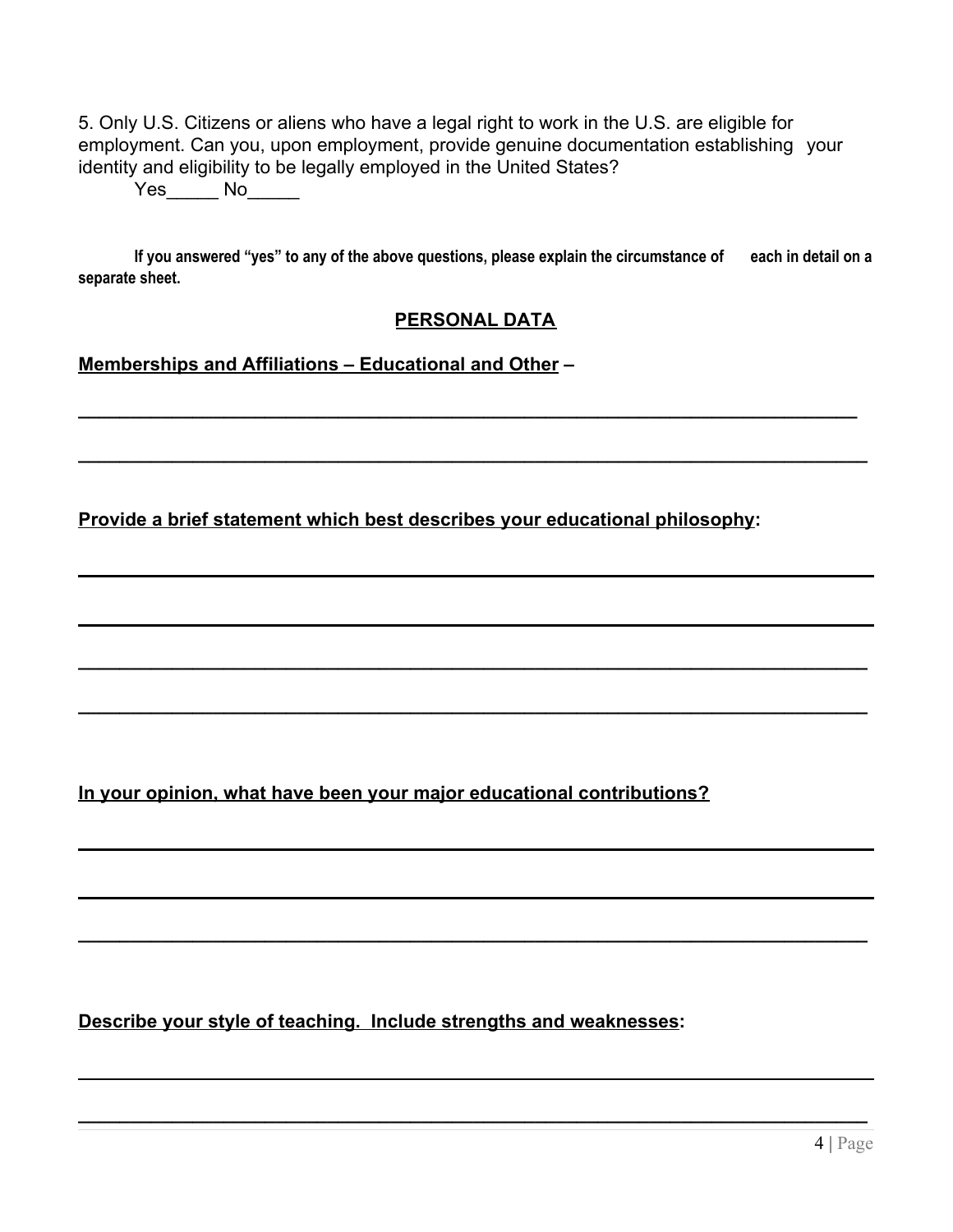5. Only U.S. Citizens or aliens who have a legal right to work in the U.S. are eligible for employment. Can you, upon employment, provide genuine documentation establishing your identity and eligibility to be legally employed in the United States?

Yes_____ No_____

**If you answered "yes" to any of the above questions, please explain the circumstance of each in detail on a separate sheet.**

## PERSONAL DATA

**Memberships and Affiliations – Educational and Other –**

\_\_\_\_\_\_\_\_\_\_\_\_\_\_\_\_\_\_\_\_\_\_\_\_\_\_\_\_\_\_\_\_\_\_\_\_\_\_\_\_\_\_\_\_\_\_\_\_\_\_\_\_\_\_\_\_\_\_\_\_\_\_\_\_\_\_\_\_\_\_\_\_\_\_\_\_

\_\_\_\_\_\_\_\_\_\_\_\_\_\_\_\_\_\_\_\_\_\_\_\_\_\_\_\_\_\_\_\_\_\_\_\_\_\_\_\_\_\_\_\_\_\_\_\_\_\_\_\_\_\_\_\_\_\_\_\_\_\_\_\_\_\_\_\_\_\_\_\_\_\_\_\_

**Provide a brief statement which best describes your educational philosophy:**

\_\_\_\_\_\_\_\_\_\_\_\_\_\_\_\_\_\_\_\_\_\_\_\_\_\_\_\_\_\_\_\_\_\_\_\_\_\_\_\_\_\_\_\_\_\_\_\_\_\_\_\_\_\_\_\_\_\_\_\_\_\_\_\_\_\_\_\_\_\_\_\_\_\_\_\_

\_\_\_\_\_\_\_\_\_\_\_\_\_\_\_\_\_\_\_\_\_\_\_\_\_\_\_\_\_\_\_\_\_\_\_\_\_\_\_\_\_\_\_\_\_\_\_\_\_\_\_\_\_\_\_\_\_\_\_\_\_\_\_\_\_\_\_\_\_\_\_\_\_\_\_\_

\_\_\_\_\_\_\_\_\_\_\_\_\_\_\_\_\_\_\_\_\_\_\_\_\_\_\_\_\_\_\_\_\_\_\_\_\_\_\_\_\_\_\_\_\_\_\_\_\_\_\_\_\_\_\_\_\_\_\_\_\_\_\_\_\_\_\_\_\_\_\_\_\_\_\_\_

\_\_\_\_\_\_\_\_\_\_\_\_\_\_\_\_\_\_\_\_\_\_\_\_\_\_\_\_\_\_\_\_\_\_\_\_\_\_\_\_\_\_\_\_\_\_\_\_\_\_\_\_\_\_\_\_\_\_\_\_\_\_\_\_\_\_\_\_\_\_\_\_\_\_\_\_

**In your opinion, what have been your major educational contributions?**

\_\_\_\_\_\_\_\_\_\_\_\_\_\_\_\_\_\_\_\_\_\_\_\_\_\_\_\_\_\_\_\_\_\_\_\_\_\_\_\_\_\_\_\_\_\_\_\_\_\_\_\_\_\_\_\_\_\_\_\_\_\_\_\_\_\_\_\_\_\_\_\_\_\_\_\_

\_\_\_\_\_\_\_\_\_\_\_\_\_\_\_\_\_\_\_\_\_\_\_\_\_\_\_\_\_\_\_\_\_\_\_\_\_\_\_\_\_\_\_\_\_\_\_\_\_\_\_\_\_\_\_\_\_\_\_\_\_\_\_\_\_\_\_\_\_\_\_\_\_\_\_\_

\_\_\_\_\_\_\_\_\_\_\_\_\_\_\_\_\_\_\_\_\_\_\_\_\_\_\_\_\_\_\_\_\_\_\_\_\_\_\_\_\_\_\_\_\_\_\_\_\_\_\_\_\_\_\_\_\_\_\_\_\_\_\_\_\_\_\_\_\_\_\_\_\_\_\_\_

**Describe your style of teaching. Include strengths and weaknesses:**

\_\_\_\_\_\_\_\_\_\_\_\_\_\_\_\_\_\_\_\_\_\_\_\_\_\_\_\_\_\_\_\_\_\_\_\_\_\_\_\_\_\_\_\_\_\_\_\_\_\_\_\_\_\_\_\_\_\_\_\_\_\_\_\_\_\_\_\_\_\_\_\_\_\_\_\_

\_\_\_\_\_\_\_\_\_\_\_\_\_\_\_\_\_\_\_\_\_\_\_\_\_\_\_\_\_\_\_\_\_\_\_\_\_\_\_\_\_\_\_\_\_\_\_\_\_\_\_\_\_\_\_\_\_\_\_\_\_\_\_\_\_\_\_\_\_\_\_\_\_\_\_\_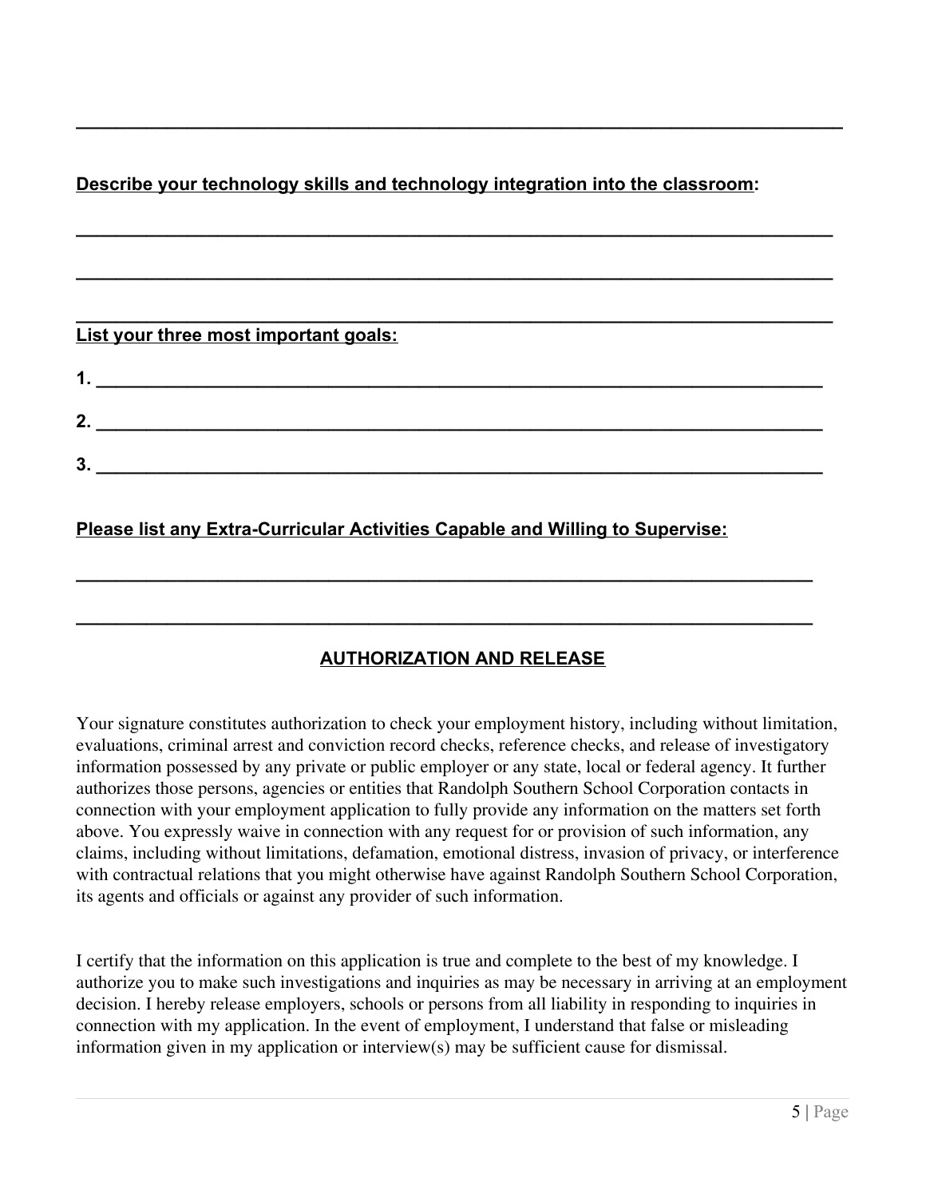______________________________________________________________________________

**Describe your technology skills and technology integration into the classroom:**

______________________________________________________________________________

______________________________________________________________________________

______________________________________________________________________________

**List your three most important goals:**

1. ___________________________________________________________________________

2. ___________________________________________________________________________

3. ___________________________________________________________________________

**Please list any Extra-Curricular Activities Capable and Willing to Supervise:**

______________________________________________________________________________

______________________________________________________________________________

## AUTHORIZATION AND RELEASE

Your signature constitutes authorization to check your employment history, including without limitation, evaluations, criminal arrest and conviction record checks, reference checks, and release of investigatory information possessed by any private or public employer or any state, local or federal agency. It further authorizes those persons, agencies or entities that Randolph Southern School Corporation contacts in connection with your employment application to fully provide any information on the matters set forth above. You expressly waive in connection with any request for or provision of such information, any claims, including without limitations, defamation, emotional distress, invasion of privacy, or interference with contractual relations that you might otherwise have against Randolph Southern School Corporation, its agents and officials or against any provider of such information.

I certify that the information on this application is true and complete to the best of my knowledge. I authorize you to make such investigations and inquiries as may be necessary in arriving at an employment decision. I hereby release employers, schools or persons from all liability in responding to inquiries in connection with my application. In the event of employment, I understand that false or misleading information given in my application or interview(s) may be sufficient cause for dismissal.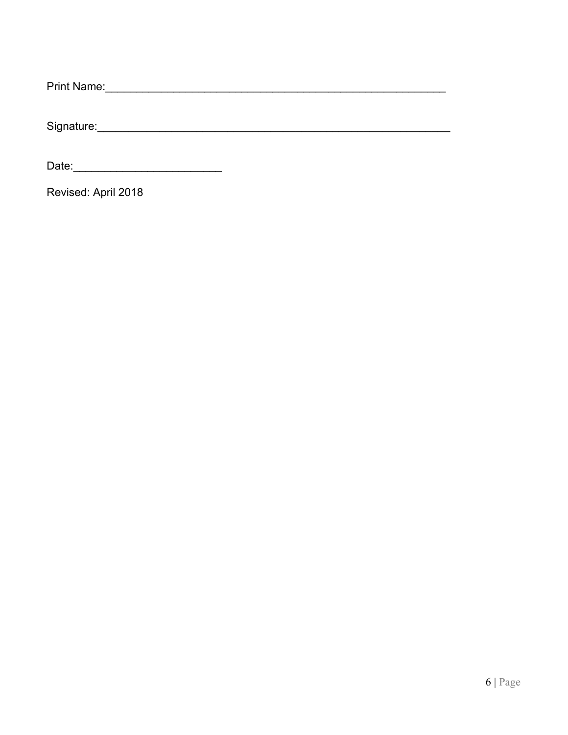Print Name:_________________________________________________________

Signature:___________________________________________________________

Date:________________________

Revised: April 2018